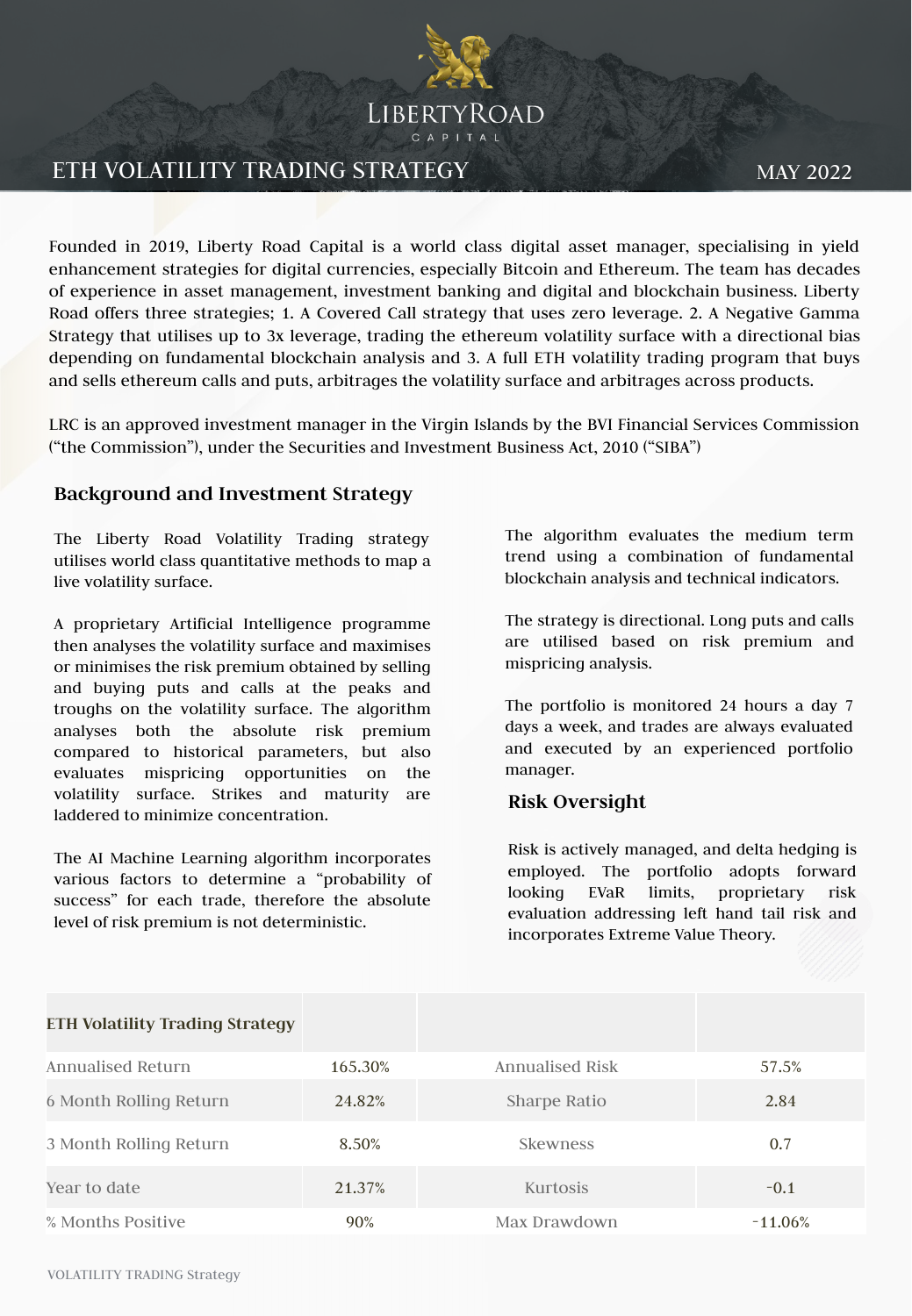LIBERTYROAD CAPITAL

# ETH VOLATILITY TRADING STRATEGY

MAY 2022

Founded in 2019, Liberty Road Capital is a world class digital asset manager, specialising in yield enhancement strategies for digital currencies, especially Bitcoin and Ethereum. The team has decades of experience in asset management, investment banking and digital and blockchain business. Liberty Road offers three strategies; 1. A Covered Call strategy that uses zero leverage. 2. A Negative Gamma Strategy that utilises up to 3x leverage, trading the ethereum volatility surface with a directional bias depending on fundamental blockchain analysis and 3. A full ETH volatility trading program that buys and sells ethereum calls and puts, arbitrages the volatility surface and arbitrages across products.

LRC is an approved investment manager in the Virgin Islands by the BVI Financial Services Commission ("the Commission"), under the Securities and Investment Business Act, 2010 ("SIBA")

## Background and Investment Strategy

The Liberty Road Volatility Trading strategy utilises world class quantitative methods to map a live volatility surface.

A proprietary Artificial Intelligence programme then analyses the volatility surface and maximises or minimises the risk premium obtained by selling and buying puts and calls at the peaks and troughs on the volatility surface. The algorithm analyses both the absolute risk premium compared to historical parameters, but also evaluates mispricing opportunities on the volatility surface. Strikes and maturity are laddered to minimize concentration.

The AI Machine Learning algorithm incorporates various factors to determine a "probability of success" for each trade, therefore the absolute level of risk premium is not deterministic.

The algorithm evaluates the medium term trend using a combination of fundamental blockchain analysis and technical indicators.

The strategy is directional. Long puts and calls are utilised based on risk premium and mispricing analysis.

The portfolio is monitored 24 hours a day 7 days a week, and trades are always evaluated and executed by an experienced portfolio manager.

## Risk Oversight

Risk is actively managed, and delta hedging is employed. The portfolio adopts forward looking EVaR limits, proprietary risk evaluation addressing left hand tail risk and incorporates Extreme Value Theory.

| ETH Volatility Trading Strategy | | | |
|---|---|---|---|
| Annualised Return | 165.30% | Annualised Risk | 57.5% |
| 6 Month Rolling Return | 24.82% | Sharpe Ratio | 2.84 |
| 3 Month Rolling Return | 8.50% | Skewness | 0.7 |
| Year to date | 21.37% | Kurtosis | -0.1 |
| % Months Positive | 90% | Max Drawdown | -11.06% |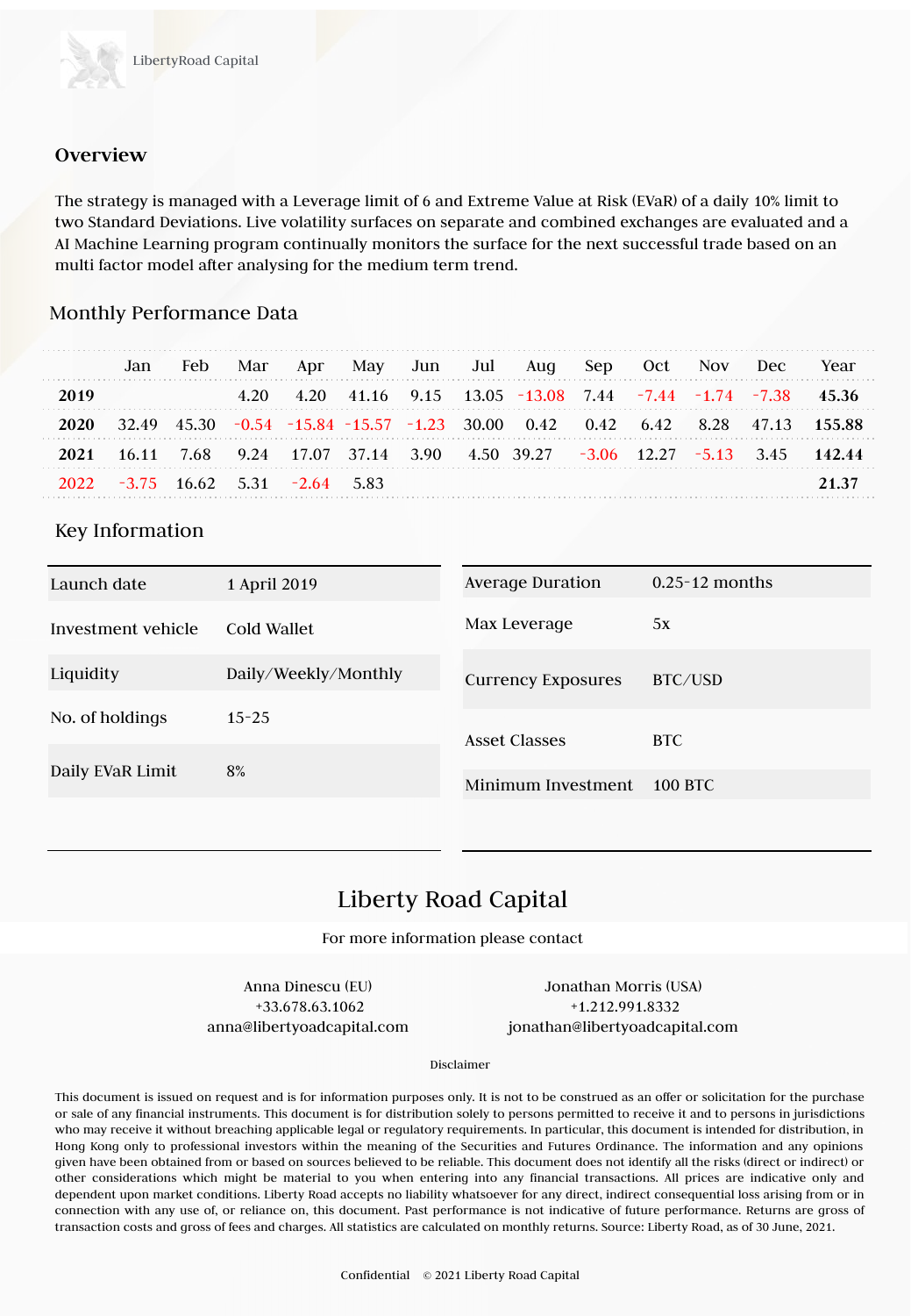LibertyRoad Capital

## Overview

The strategy is managed with a Leverage limit of 6 and Extreme Value at Risk (EVaR) of a daily 10% limit to two Standard Deviations. Live volatility surfaces on separate and combined exchanges are evaluated and a AI Machine Learning program continually monitors the surface for the next successful trade based on an multi factor model after analysing for the medium term trend.

## Monthly Performance Data

| | Jan | Feb | Mar | Apr | May | Jun | Jul | Aug | Sep | Oct | Nov | Dec | Year |
|---|---|---|---|---|---|---|---|---|---|---|---|---|---|
| **2019** | | | 4.20 | 4.20 | 41.16 | 9.15 | 13.05 | -13.08 | 7.44 | -7.44 | -1.74 | -7.38 | **45.36** |
| **2020** | 32.49 | 45.30 | -0.54 | -15.84 | -15.57 | -1.23 | 30.00 | 0.42 | 0.42 | 6.42 | 8.28 | 47.13 | **155.88** |
| **2021** | 16.11 | 7.68 | 9.24 | 17.07 | 37.14 | 3.90 | 4.50 | 39.27 | -3.06 | 12.27 | -5.13 | 3.45 | **142.44** |
| 2022 | -3.75 | 16.62 | 5.31 | -2.64 | 5.83 | | | | | | | | **21.37** |

## Key Information

| | |
|---|---|
| Launch date | 1 April 2019 |
| Investment vehicle | Cold Wallet |
| Liquidity | Daily/Weekly/Monthly |
| No. of holdings | 15-25 |
| Daily EVaR Limit | 8% |

| | |
|---|---|
| Average Duration | 0.25-12 months |
| Max Leverage | 5x |
| Currency Exposures | BTC/USD |
| Asset Classes | BTC |
| Minimum Investment | 100 BTC |

# Liberty Road Capital

For more information please contact

Anna Dinescu (EU)
+33.678.63.1062
anna@libertyoadcapital.com

Jonathan Morris (USA)
+1.212.991.8332
jonathan@libertyoadcapital.com

Disclaimer

This document is issued on request and is for information purposes only. It is not to be construed as an offer or solicitation for the purchase or sale of any financial instruments. This document is for distribution solely to persons permitted to receive it and to persons in jurisdictions who may receive it without breaching applicable legal or regulatory requirements. In particular, this document is intended for distribution, in Hong Kong only to professional investors within the meaning of the Securities and Futures Ordinance. The information and any opinions given have been obtained from or based on sources believed to be reliable. This document does not identify all the risks (direct or indirect) or other considerations which might be material to you when entering into any financial transactions. All prices are indicative only and dependent upon market conditions. Liberty Road accepts no liability whatsoever for any direct, indirect consequential loss arising from or in connection with any use of, or reliance on, this document. Past performance is not indicative of future performance. Returns are gross of transaction costs and gross of fees and charges. All statistics are calculated on monthly returns. Source: Liberty Road, as of 30 June, 2021.

Confidential © 2021 Liberty Road Capital